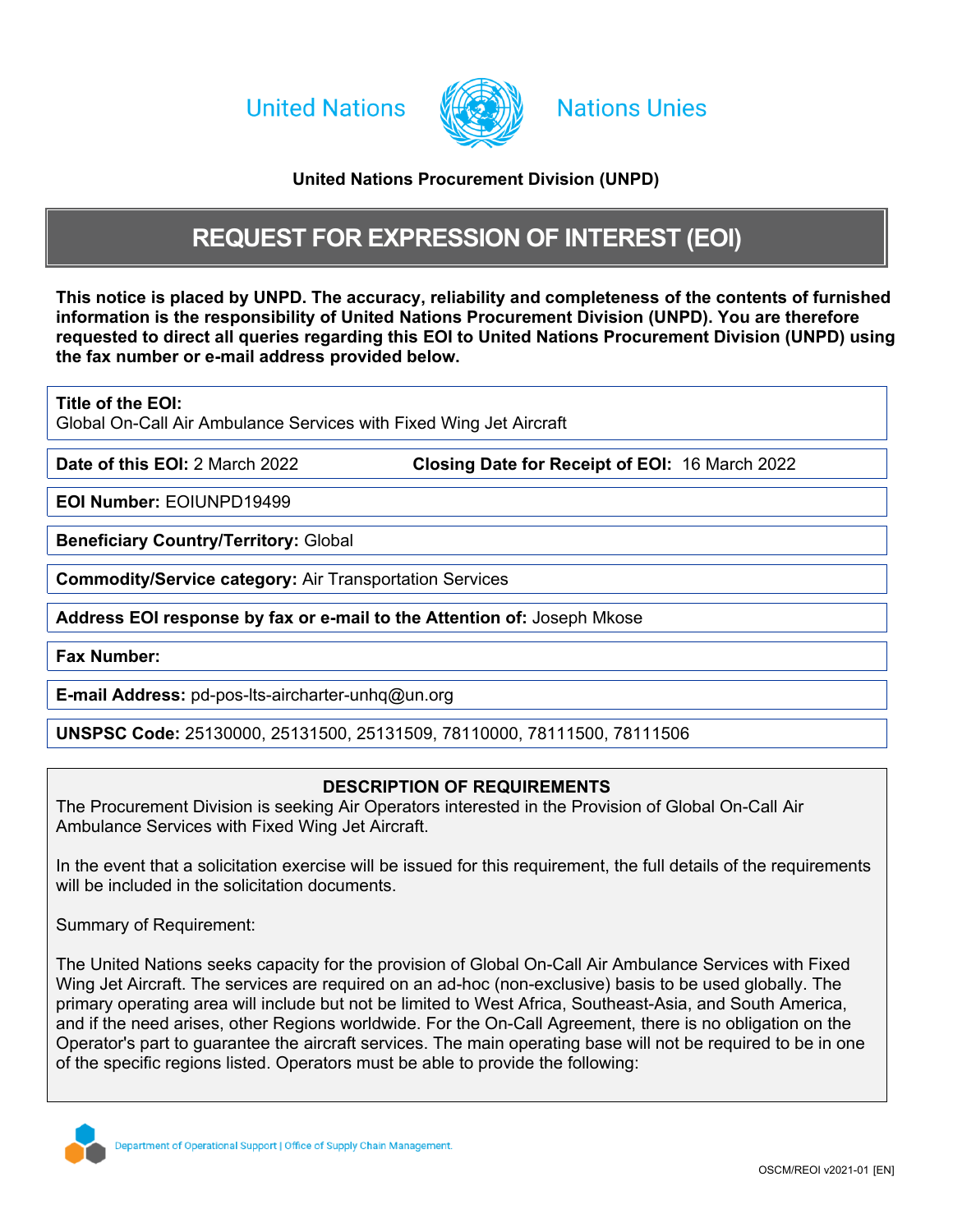United Nations Nations Unies

**United Nations Procurement Division (UNPD)**

# REQUEST FOR EXPRESSION OF INTEREST (EOI)

**This notice is placed by UNPD. The accuracy, reliability and completeness of the contents of furnished information is the responsibility of United Nations Procurement Division (UNPD). You are therefore requested to direct all queries regarding this EOI to United Nations Procurement Division (UNPD) using the fax number or e-mail address provided below.**

**Title of the EOI:**
Global On-Call Air Ambulance Services with Fixed Wing Jet Aircraft

**Date of this EOI:** 2 March 2022 **Closing Date for Receipt of EOI:** 16 March 2022

**EOI Number:** EOIUNPD19499

**Beneficiary Country/Territory:** Global

**Commodity/Service category:** Air Transportation Services

**Address EOI response by fax or e-mail to the Attention of:** Joseph Mkose

**Fax Number:**

**E-mail Address:** pd-pos-lts-aircharter-unhq@un.org

**UNSPSC Code:** 25130000, 25131500, 25131509, 78110000, 78111500, 78111506

## DESCRIPTION OF REQUIREMENTS

The Procurement Division is seeking Air Operators interested in the Provision of Global On-Call Air Ambulance Services with Fixed Wing Jet Aircraft.

In the event that a solicitation exercise will be issued for this requirement, the full details of the requirements will be included in the solicitation documents.

Summary of Requirement:

The United Nations seeks capacity for the provision of Global On-Call Air Ambulance Services with Fixed Wing Jet Aircraft. The services are required on an ad-hoc (non-exclusive) basis to be used globally. The primary operating area will include but not be limited to West Africa, Southeast-Asia, and South America, and if the need arises, other Regions worldwide. For the On-Call Agreement, there is no obligation on the Operator's part to guarantee the aircraft services. The main operating base will not be required to be in one of the specific regions listed. Operators must be able to provide the following: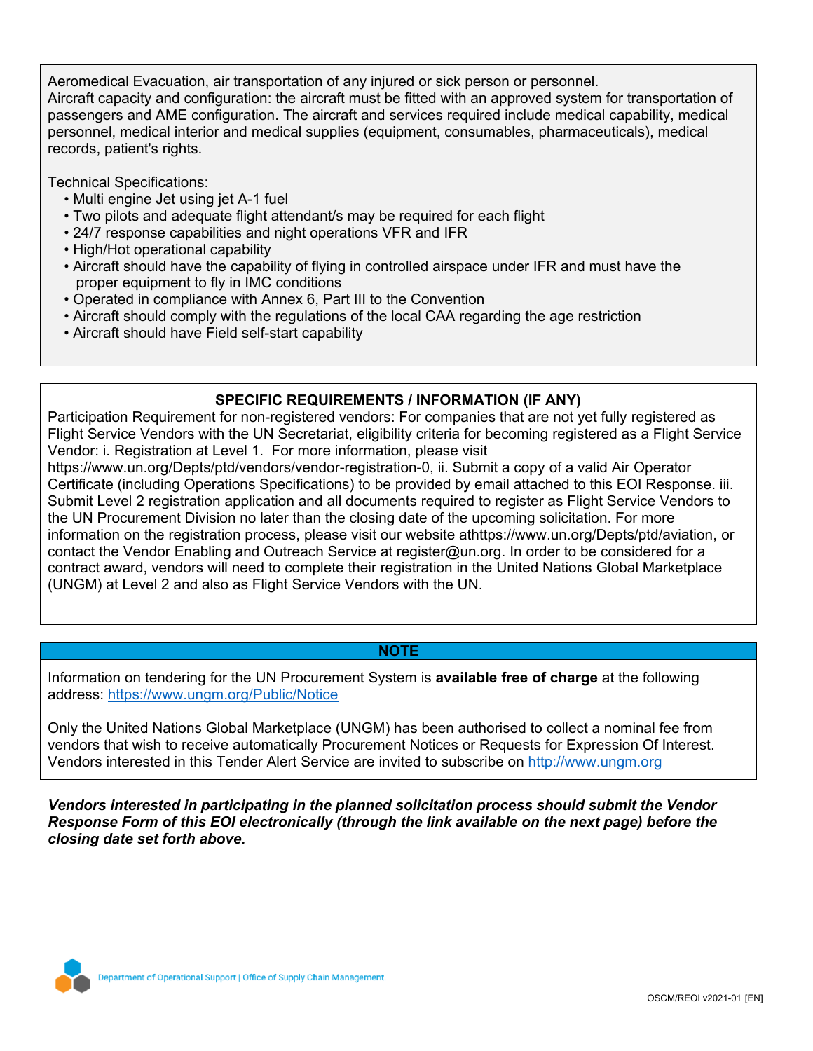Aeromedical Evacuation, air transportation of any injured or sick person or personnel.
Aircraft capacity and configuration: the aircraft must be fitted with an approved system for transportation of passengers and AME configuration. The aircraft and services required include medical capability, medical personnel, medical interior and medical supplies (equipment, consumables, pharmaceuticals), medical records, patient's rights.

Technical Specifications:

- Multi engine Jet using jet A-1 fuel
- Two pilots and adequate flight attendant/s may be required for each flight
- 24/7 response capabilities and night operations VFR and IFR
- High/Hot operational capability
- Aircraft should have the capability of flying in controlled airspace under IFR and must have the proper equipment to fly in IMC conditions
- Operated in compliance with Annex 6, Part III to the Convention
- Aircraft should comply with the regulations of the local CAA regarding the age restriction
- Aircraft should have Field self-start capability

## SPECIFIC REQUIREMENTS / INFORMATION (IF ANY)

Participation Requirement for non-registered vendors: For companies that are not yet fully registered as Flight Service Vendors with the UN Secretariat, eligibility criteria for becoming registered as a Flight Service Vendor: i. Registration at Level 1. For more information, please visit https://www.un.org/Depts/ptd/vendors/vendor-registration-0, ii. Submit a copy of a valid Air Operator Certificate (including Operations Specifications) to be provided by email attached to this EOI Response. iii. Submit Level 2 registration application and all documents required to register as Flight Service Vendors to the UN Procurement Division no later than the closing date of the upcoming solicitation. For more information on the registration process, please visit our website athttps://www.un.org/Depts/ptd/aviation, or contact the Vendor Enabling and Outreach Service at register@un.org. In order to be considered for a contract award, vendors will need to complete their registration in the United Nations Global Marketplace (UNGM) at Level 2 and also as Flight Service Vendors with the UN.

## NOTE

Information on tendering for the UN Procurement System is **available free of charge** at the following address: https://www.ungm.org/Public/Notice

Only the United Nations Global Marketplace (UNGM) has been authorised to collect a nominal fee from vendors that wish to receive automatically Procurement Notices or Requests for Expression Of Interest. Vendors interested in this Tender Alert Service are invited to subscribe on http://www.ungm.org

***Vendors interested in participating in the planned solicitation process should submit the Vendor Response Form of this EOI electronically (through the link available on the next page) before the closing date set forth above.***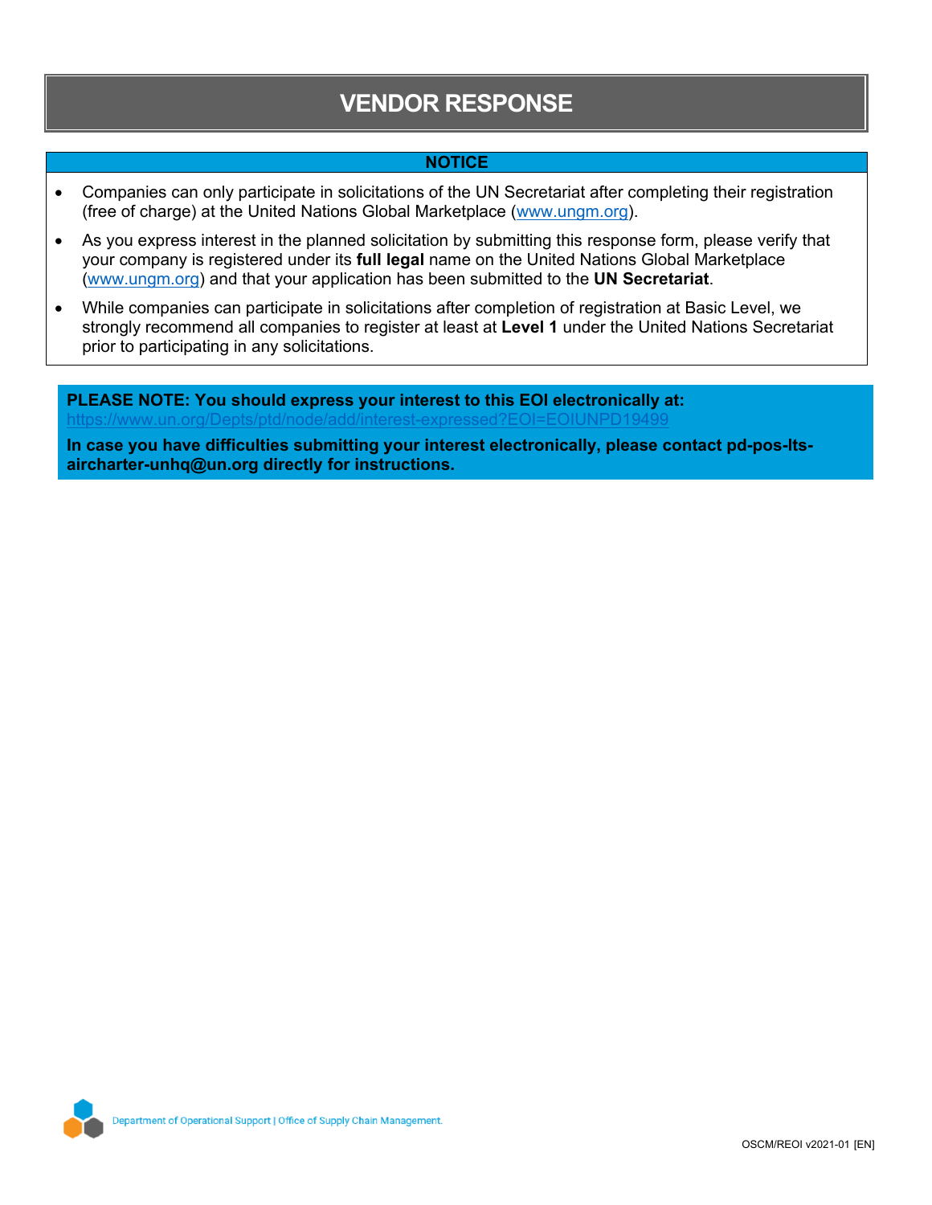# VENDOR RESPONSE

## NOTICE

- Companies can only participate in solicitations of the UN Secretariat after completing their registration (free of charge) at the United Nations Global Marketplace (www.ungm.org).
- As you express interest in the planned solicitation by submitting this response form, please verify that your company is registered under its **full legal** name on the United Nations Global Marketplace (www.ungm.org) and that your application has been submitted to the **UN Secretariat**.
- While companies can participate in solicitations after completion of registration at Basic Level, we strongly recommend all companies to register at least at **Level 1** under the United Nations Secretariat prior to participating in any solicitations.

**PLEASE NOTE: You should express your interest to this EOI electronically at:**
https://www.un.org/Depts/ptd/node/add/interest-expressed?EOI=EOIUNPD19499

**In case you have difficulties submitting your interest electronically, please contact pd-pos-lts-aircharter-unhq@un.org directly for instructions.**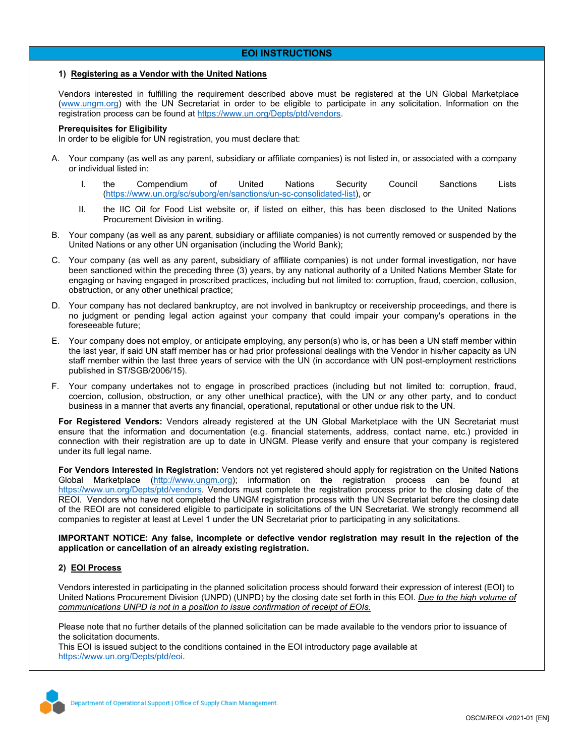## EOI INSTRUCTIONS

### 1) Registering as a Vendor with the United Nations

Vendors interested in fulfilling the requirement described above must be registered at the UN Global Marketplace (www.ungm.org) with the UN Secretariat in order to be eligible to participate in any solicitation. Information on the registration process can be found at https://www.un.org/Depts/ptd/vendors.

**Prerequisites for Eligibility**
In order to be eligible for UN registration, you must declare that:

A. Your company (as well as any parent, subsidiary or affiliate companies) is not listed in, or associated with a company or individual listed in:

   I. the Compendium of United Nations Security Council Sanctions Lists (https://www.un.org/sc/suborg/en/sanctions/un-sc-consolidated-list), or

   II. the IIC Oil for Food List website or, if listed on either, this has been disclosed to the United Nations Procurement Division in writing.

B. Your company (as well as any parent, subsidiary or affiliate companies) is not currently removed or suspended by the United Nations or any other UN organisation (including the World Bank);

C. Your company (as well as any parent, subsidiary of affiliate companies) is not under formal investigation, nor have been sanctioned within the preceding three (3) years, by any national authority of a United Nations Member State for engaging or having engaged in proscribed practices, including but not limited to: corruption, fraud, coercion, collusion, obstruction, or any other unethical practice;

D. Your company has not declared bankruptcy, are not involved in bankruptcy or receivership proceedings, and there is no judgment or pending legal action against your company that could impair your company's operations in the foreseeable future;

E. Your company does not employ, or anticipate employing, any person(s) who is, or has been a UN staff member within the last year, if said UN staff member has or had prior professional dealings with the Vendor in his/her capacity as UN staff member within the last three years of service with the UN (in accordance with UN post-employment restrictions published in ST/SGB/2006/15).

F. Your company undertakes not to engage in proscribed practices (including but not limited to: corruption, fraud, coercion, collusion, obstruction, or any other unethical practice), with the UN or any other party, and to conduct business in a manner that averts any financial, operational, reputational or other undue risk to the UN.

**For Registered Vendors:** Vendors already registered at the UN Global Marketplace with the UN Secretariat must ensure that the information and documentation (e.g. financial statements, address, contact name, etc.) provided in connection with their registration are up to date in UNGM. Please verify and ensure that your company is registered under its full legal name.

**For Vendors Interested in Registration:** Vendors not yet registered should apply for registration on the United Nations Global Marketplace (http://www.ungm.org); information on the registration process can be found at https://www.un.org/Depts/ptd/vendors. Vendors must complete the registration process prior to the closing date of the REOI. Vendors who have not completed the UNGM registration process with the UN Secretariat before the closing date of the REOI are not considered eligible to participate in solicitations of the UN Secretariat. We strongly recommend all companies to register at least at Level 1 under the UN Secretariat prior to participating in any solicitations.

**IMPORTANT NOTICE: Any false, incomplete or defective vendor registration may result in the rejection of the application or cancellation of an already existing registration.**

### 2) EOI Process

Vendors interested in participating in the planned solicitation process should forward their expression of interest (EOI) to United Nations Procurement Division (UNPD) (UNPD) by the closing date set forth in this EOI. *Due to the high volume of communications UNPD is not in a position to issue confirmation of receipt of EOIs.*

Please note that no further details of the planned solicitation can be made available to the vendors prior to issuance of the solicitation documents.
This EOI is issued subject to the conditions contained in the EOI introductory page available at https://www.un.org/Depts/ptd/eoi.